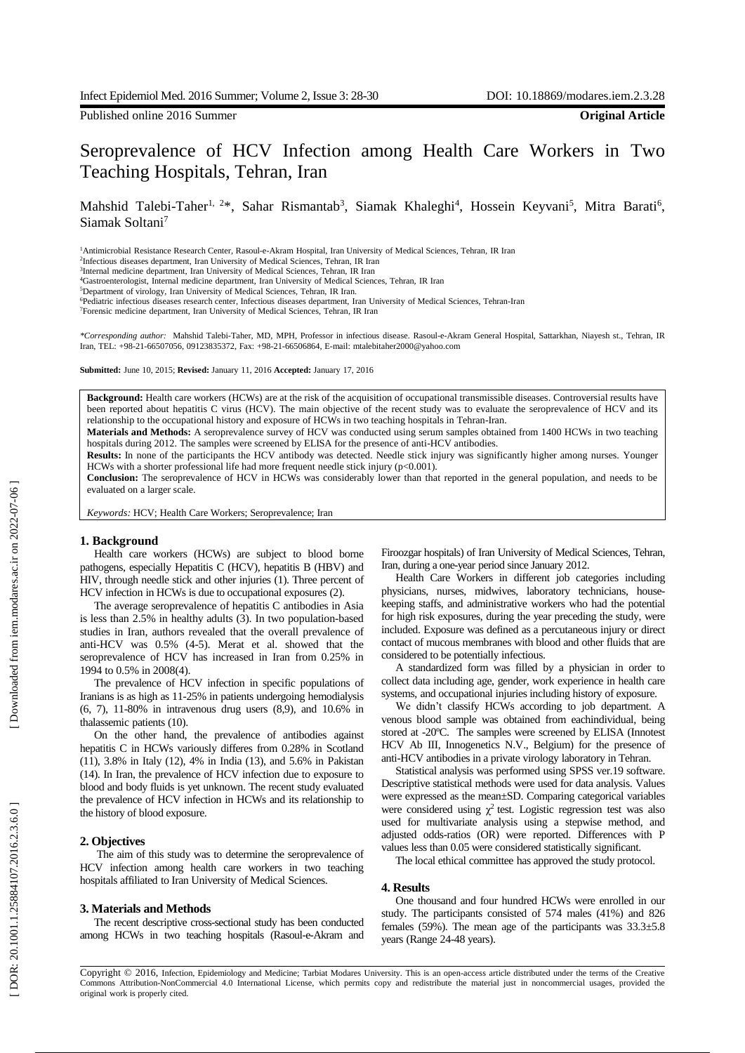Published online 2016 Summer **Original Article**

# Seroprevalence of HCV Infection among Health Care Workers in Two Teaching Hospitals, Tehran, Iran

Mahshid Talebi-Taher[1, 2]*, Sahar Rismantab[3], Siamak Khaleghi[4], Hossein Keyvani[5], Mitra Barati[6], Siamak Soltani[7]

[1]Antimicrobial Resistance Research Center, Rasoul-e-Akram Hospital, Iran University of Medical Sciences, Tehran, IR Iran
[2]Infectious diseases department, Iran University of Medical Sciences, Tehran, IR Iran
[3]Internal medicine department, Iran University of Medical Sciences, Tehran, IR Iran
[4]Gastroenterologist, Internal medicine department, Iran University of Medical Sciences, Tehran, IR Iran
[5]Department of virology, Iran University of Medical Sciences, Tehran, IR Iran.
[6]Pediatric infectious diseases research center, Infectious diseases department, Iran University of Medical Sciences, Tehran-Iran
[7]Forensic medicine department, Iran University of Medical Sciences, Tehran, IR Iran

*\*Corresponding author:* Mahshid Talebi-Taher, MD, MPH, Professor in infectious disease. Rasoul-e-Akram General Hospital, Sattarkhan, Niayesh st., Tehran, IR Iran, TEL: +98-21-66507056, 09123835372, Fax: +98-21-66506864, E-mail: mtalebitaher2000@yahoo.com

**Submitted:** June 10, 2015; **Revised:** January 11, 2016 **Accepted:** January 17, 2016

**Background:** Health care workers (HCWs) are at the risk of the acquisition of occupational transmissible diseases. Controversial results have been reported about hepatitis C virus (HCV). The main objective of the recent study was to evaluate the seroprevalence of HCV and its relationship to the occupational history and exposure of HCWs in two teaching hospitals in Tehran-Iran.

**Materials and Methods:** A seroprevalence survey of HCV was conducted using serum samples obtained from 1400 HCWs in two teaching hospitals during 2012. The samples were screened by ELISA for the presence of anti-HCV antibodies.

**Results:** In none of the participants the HCV antibody was detected. Needle stick injury was significantly higher among nurses. Younger HCWs with a shorter professional life had more frequent needle stick injury ($p<0.001$).

**Conclusion:** The seroprevalence of HCV in HCWs was considerably lower than that reported in the general population, and needs to be evaluated on a larger scale.

*Keywords:* HCV; Health Care Workers; Seroprevalence; Iran

## 1. Background

Health care workers (HCWs) are subject to blood borne pathogens, especially Hepatitis C (HCV), hepatitis B (HBV) and HIV, through needle stick and other injuries (1). Three percent of HCV infection in HCWs is due to occupational exposures (2).

The average seroprevalence of hepatitis C antibodies in Asia is less than 2.5% in healthy adults (3). In two population-based studies in Iran, authors revealed that the overall prevalence of anti-HCV was 0.5% (4-5). Merat et al. showed that the seroprevalence of HCV has increased in Iran from 0.25% in 1994 to 0.5% in 2008(4).

The prevalence of HCV infection in specific populations of Iranians is as high as 11-25% in patients undergoing hemodialysis (6, 7), 11-80% in intravenous drug users (8,9), and 10.6% in thalassemic patients (10).

On the other hand, the prevalence of antibodies against hepatitis C in HCWs variously differes from 0.28% in Scotland (11), 3.8% in Italy (12), 4% in India (13), and 5.6% in Pakistan (14). In Iran, the prevalence of HCV infection due to exposure to blood and body fluids is yet unknown. The recent study evaluated the prevalence of HCV infection in HCWs and its relationship to the history of blood exposure.

## 2. Objectives

The aim of this study was to determine the seroprevalence of HCV infection among health care workers in two teaching hospitals affiliated to Iran University of Medical Sciences.

## 3. Materials and Methods

The recent descriptive cross-sectional study has been conducted among HCWs in two teaching hospitals (Rasoul-e-Akram and Firoozgar hospitals) of Iran University of Medical Sciences, Tehran, Iran, during a one-year period since January 2012.

Health Care Workers in different job categories including physicians, nurses, midwives, laboratory technicians, house-keeping staffs, and administrative workers who had the potential for high risk exposures, during the year preceding the study, were included. Exposure was defined as a percutaneous injury or direct contact of mucous membranes with blood and other fluids that are considered to be potentially infectious.

A standardized form was filled by a physician in order to collect data including age, gender, work experience in health care systems, and occupational injuries including history of exposure.

We didn't classify HCWs according to job department. A venous blood sample was obtained from eachindividual, being stored at -20ºC. The samples were screened by ELISA (Innotest HCV Ab III, Innogenetics N.V., Belgium) for the presence of anti-HCV antibodies in a private virology laboratory in Tehran.

Statistical analysis was performed using SPSS ver.19 software. Descriptive statistical methods were used for data analysis. Values were expressed as the mean±SD. Comparing categorical variables were considered using $\chi^2$ test. Logistic regression test was also used for multivariate analysis using a stepwise method, and adjusted odds-ratios (OR) were reported. Differences with P values less than 0.05 were considered statistically significant.

The local ethical committee has approved the study protocol.

## 4. Results

One thousand and four hundred HCWs were enrolled in our study. The participants consisted of 574 males (41%) and 826 females (59%). The mean age of the participants was 33.3±5.8 years (Range 24-48 years).

Copyright © 2016, Infection, Epidemiology and Medicine; Tarbiat Modares University. This is an open-access article distributed under the terms of the Creative Commons Attribution-NonCommercial 4.0 International License, which permits copy and redistribute the material just in noncommercial usages, provided the original work is properly cited.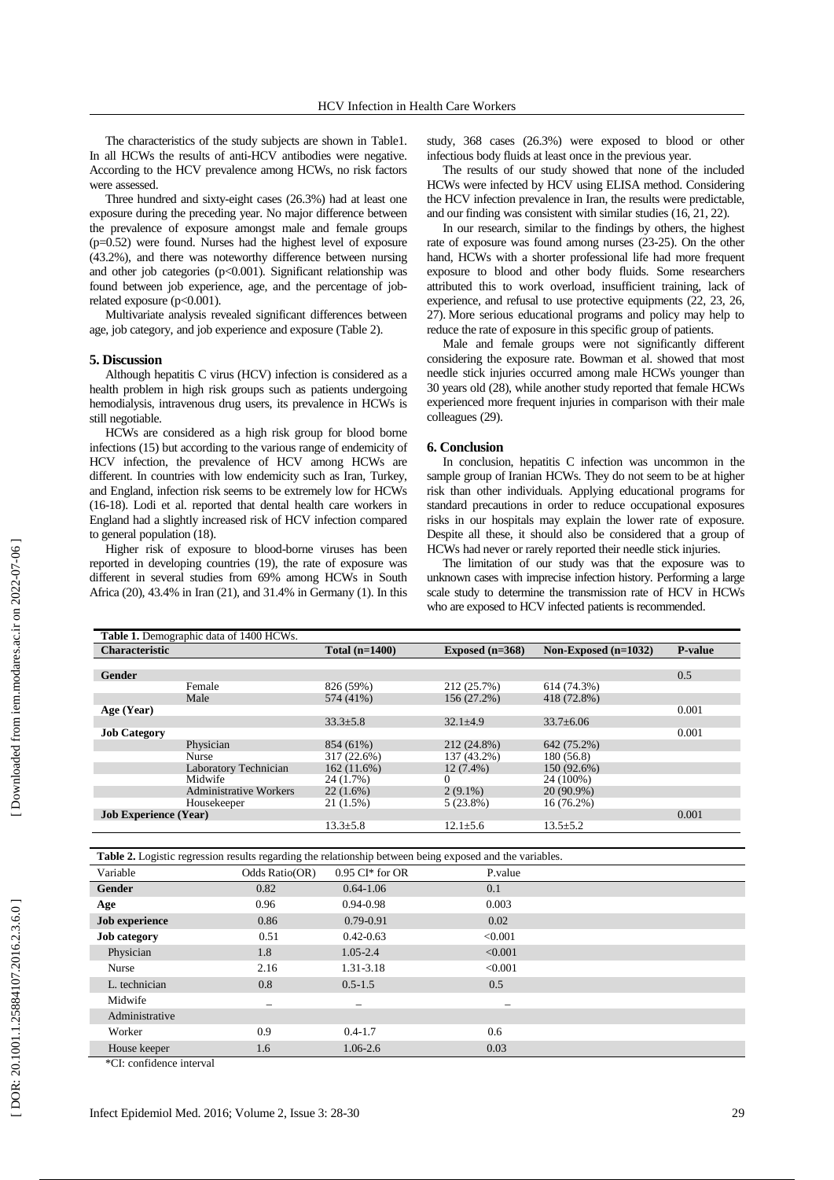The characteristics of the study subjects are shown in Table1. In all HCWs the results of anti-HCV antibodies were negative. According to the HCV prevalence among HCWs, no risk factors were assessed.

Three hundred and sixty-eight cases (26.3%) had at least one exposure during the preceding year. No major difference between the prevalence of exposure amongst male and female groups (p=0.52) were found. Nurses had the highest level of exposure (43.2%), and there was noteworthy difference between nursing and other job categories (p<0.001). Significant relationship was found between job experience, age, and the percentage of job-related exposure (p<0.001).

Multivariate analysis revealed significant differences between age, job category, and job experience and exposure (Table 2).

## 5. Discussion

Although hepatitis C virus (HCV) infection is considered as a health problem in high risk groups such as patients undergoing hemodialysis, intravenous drug users, its prevalence in HCWs is still negotiable.

HCWs are considered as a high risk group for blood borne infections (15) but according to the various range of endemicity of HCV infection, the prevalence of HCV among HCWs are different. In countries with low endemicity such as Iran, Turkey, and England, infection risk seems to be extremely low for HCWs (16-18). Lodi et al. reported that dental health care workers in England had a slightly increased risk of HCV infection compared to general population (18).

Higher risk of exposure to blood-borne viruses has been reported in developing countries (19), the rate of exposure was different in several studies from 69% among HCWs in South Africa (20), 43.4% in Iran (21), and 31.4% in Germany (1). In this study, 368 cases (26.3%) were exposed to blood or other infectious body fluids at least once in the previous year.

The results of our study showed that none of the included HCWs were infected by HCV using ELISA method. Considering the HCV infection prevalence in Iran, the results were predictable, and our finding was consistent with similar studies (16, 21, 22).

In our research, similar to the findings by others, the highest rate of exposure was found among nurses (23-25). On the other hand, HCWs with a shorter professional life had more frequent exposure to blood and other body fluids. Some researchers attributed this to work overload, insufficient training, lack of experience, and refusal to use protective equipments (22, 23, 26, 27). More serious educational programs and policy may help to reduce the rate of exposure in this specific group of patients.

Male and female groups were not significantly different considering the exposure rate. Bowman et al. showed that most needle stick injuries occurred among male HCWs younger than 30 years old (28), while another study reported that female HCWs experienced more frequent injuries in comparison with their male colleagues (29).

## 6. Conclusion

In conclusion, hepatitis C infection was uncommon in the sample group of Iranian HCWs. They do not seem to be at higher risk than other individuals. Applying educational programs for standard precautions in order to reduce occupational exposures risks in our hospitals may explain the lower rate of exposure. Despite all these, it should also be considered that a group of HCWs had never or rarely reported their needle stick injuries.

The limitation of our study was that the exposure was to unknown cases with imprecise infection history. Performing a large scale study to determine the transmission rate of HCV in HCWs who are exposed to HCV infected patients is recommended.

**Table 1.** Demographic data of 1400 HCWs.

| Characteristic | | Total (n=1400) | Exposed (n=368) | Non-Exposed (n=1032) | P-value |
|---|---|---|---|---|---|
| **Gender** | | | | | 0.5 |
| | Female | 826 (59%) | 212 (25.7%) | 614 (74.3%) | |
| | Male | 574 (41%) | 156 (27.2%) | 418 (72.8%) | |
| **Age (Year)** | | | | | 0.001 |
| | | 33.3±5.8 | 32.1±4.9 | 33.7±6.06 | |
| **Job Category** | | | | | 0.001 |
| | Physician | 854 (61%) | 212 (24.8%) | 642 (75.2%) | |
| | Nurse | 317 (22.6%) | 137 (43.2%) | 180 (56.8) | |
| | Laboratory Technician | 162 (11.6%) | 12 (7.4%) | 150 (92.6%) | |
| | Midwife | 24 (1.7%) | 0 | 24 (100%) | |
| | Administrative Workers | 22 (1.6%) | 2 (9.1%) | 20 (90.9%) | |
| | Housekeeper | 21 (1.5%) | 5 (23.8%) | 16 (76.2%) | |
| **Job Experience (Year)** | | | | | 0.001 |
| | | 13.3±5.8 | 12.1±5.6 | 13.5±5.2 | |

**Table 2.** Logistic regression results regarding the relationship between being exposed and the variables.

| Variable | Odds Ratio(OR) | 0.95 CI* for OR | P.value |
|---|---|---|---|
| **Gender** | 0.82 | 0.64-1.06 | 0.1 |
| **Age** | 0.96 | 0.94-0.98 | 0.003 |
| **Job experience** | 0.86 | 0.79-0.91 | 0.02 |
| **Job category** | 0.51 | 0.42-0.63 | <0.001 |
| Physician | 1.8 | 1.05-2.4 | <0.001 |
| Nurse | 2.16 | 1.31-3.18 | <0.001 |
| L. technician | 0.8 | 0.5-1.5 | 0.5 |
| Midwife | _ | _ | _ |
| Administrative | | | |
| Worker | 0.9 | 0.4-1.7 | 0.6 |
| House keeper | 1.6 | 1.06-2.6 | 0.03 |

*CI: confidence interval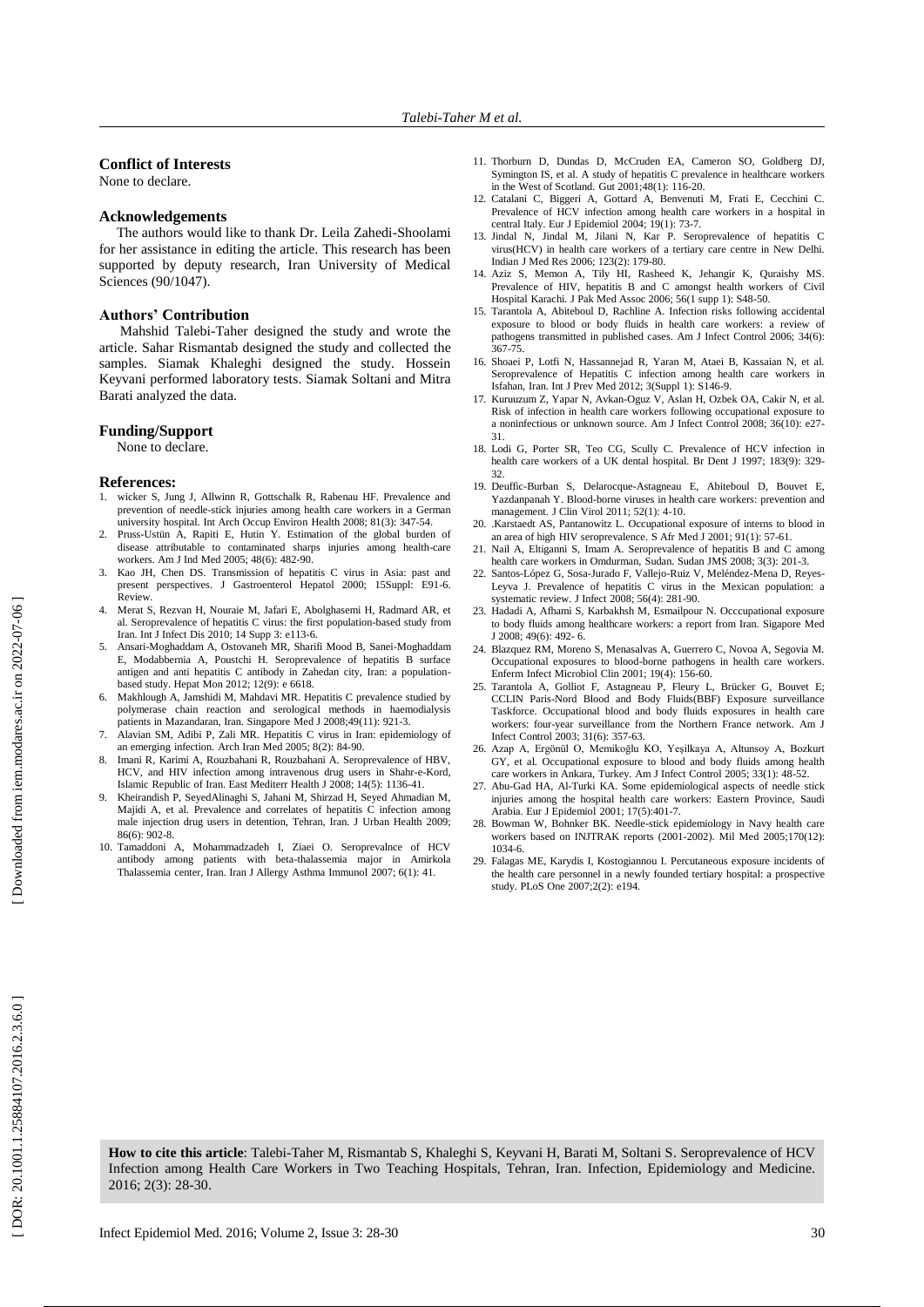## Conflict of Interests

None to declare.

## Acknowledgements

The authors would like to thank Dr. Leila Zahedi-Shoolami for her assistance in editing the article. This research has been supported by deputy research, Iran University of Medical Sciences (90/1047).

## Authors' Contribution

Mahshid Talebi-Taher designed the study and wrote the article. Sahar Rismantab designed the study and collected the samples. Siamak Khaleghi designed the study. Hossein Keyvani performed laboratory tests. Siamak Soltani and Mitra Barati analyzed the data.

## Funding/Support

None to declare.

## References:

1. wicker S, Jung J, Allwinn R, Gottschalk R, Rabenau HF. Prevalence and prevention of needle-stick injuries among health care workers in a German university hospital. Int Arch Occup Environ Health 2008; 81(3): 347-54.
2. Pruss-Ustün A, Rapiti E, Hutin Y. Estimation of the global burden of disease attributable to contaminated sharps injuries among health-care workers. Am J Ind Med 2005; 48(6): 482-90.
3. Kao JH, Chen DS. Transmission of hepatitis C virus in Asia: past and present perspectives. J Gastroenterol Hepatol 2000; 15Suppl: E91-6. Review.
4. Merat S, Rezvan H, Nouraie M, Jafari E, Abolghasemi H, Radmard AR, et al. Seroprevalence of hepatitis C virus: the first population-based study from Iran. Int J Infect Dis 2010; 14 Supp 3: e113-6.
5. Ansari-Moghaddam A, Ostovaneh MR, Sharifi Mood B, Sanei-Moghaddam E, Modabbernia A, Poustchi H. Seroprevalence of hepatitis B surface antigen and anti hepatitis C antibody in Zahedan city, Iran: a population-based study. Hepat Mon 2012; 12(9): e 6618.
6. Makhlough A, Jamshidi M, Mahdavi MR. Hepatitis C prevalence studied by polymerase chain reaction and serological methods in haemodialysis patients in Mazandaran, Iran. Singapore Med J 2008;49(11): 921-3.
7. Alavian SM, Adibi P, Zali MR. Hepatitis C virus in Iran: epidemiology of an emerging infection. Arch Iran Med 2005; 8(2): 84-90.
8. Imani R, Karimi A, Rouzbahani R, Rouzbahani A. Seroprevalence of HBV, HCV, and HIV infection among intravenous drug users in Shahr-e-Kord, Islamic Republic of Iran. East Mediterr Health J 2008; 14(5): 1136-41.
9. Kheirandish P, SeyedAlinaghi S, Jahani M, Shirzad H, Seyed Ahmadian M, Majidi A, et al. Prevalence and correlates of hepatitis C infection among male injection drug users in detention, Tehran, Iran. J Urban Health 2009; 86(6): 902-8.
10. Tamaddoni A, Mohammadzadeh I, Ziaei O. Seroprevalnce of HCV antibody among patients with beta-thalassemia major in Amirkola Thalassemia center, Iran. Iran J Allergy Asthma Immunol 2007; 6(1): 41.
11. Thorburn D, Dundas D, McCruden EA, Cameron SO, Goldberg DJ, Symington IS, et al. A study of hepatitis C prevalence in healthcare workers in the West of Scotland. Gut 2001;48(1): 116-20.
12. Catalani C, Biggeri A, Gottard A, Benvenuti M, Frati E, Cecchini C. Prevalence of HCV infection among health care workers in a hospital in central Italy. Eur J Epidemiol 2004; 19(1): 73-7.
13. Jindal N, Jindal M, Jilani N, Kar P. Seroprevalence of hepatitis C virus(HCV) in health care workers of a tertiary care centre in New Delhi. Indian J Med Res 2006; 123(2): 179-80.
14. Aziz S, Memon A, Tily HI, Rasheed K, Jehangir K, Quraishy MS. Prevalence of HIV, hepatitis B and C amongst health workers of Civil Hospital Karachi. J Pak Med Assoc 2006; 56(1 supp 1): S48-50.
15. Tarantola A, Abiteboul D, Rachline A. Infection risks following accidental exposure to blood or body fluids in health care workers: a review of pathogens transmitted in published cases. Am J Infect Control 2006; 34(6): 367-75.
16. Shoaei P, Lotfi N, Hassannejad R, Yaran M, Ataei B, Kassaian N, et al. Seroprevalence of Hepatitis C infection among health care workers in Isfahan, Iran. Int J Prev Med 2012; 3(Suppl 1): S146-9.
17. Kuruuzum Z, Yapar N, Avkan-Oguz V, Aslan H, Ozbek OA, Cakir N, et al. Risk of infection in health care workers following occupational exposure to a noninfectious or unknown source. Am J Infect Control 2008; 36(10): e27-31.
18. Lodi G, Porter SR, Teo CG, Scully C. Prevalence of HCV infection in health care workers of a UK dental hospital. Br Dent J 1997; 183(9): 329-32.
19. Deuffic-Burban S, Delarocque-Astagneau E, Abiteboul D, Bouvet E, Yazdanpanah Y. Blood-borne viruses in health care workers: prevention and management. J Clin Virol 2011; 52(1): 4-10.
20. .Karstaedt AS, Pantanowitz L. Occupational exposure of interns to blood in an area of high HIV seroprevalence. S Afr Med J 2001; 91(1): 57-61.
21. Nail A, Eltiganni S, Imam A. Seroprevalence of hepatitis B and C among health care workers in Omdurman, Sudan. Sudan JMS 2008; 3(3): 201-3.
22. Santos-López G, Sosa-Jurado F, Vallejo-Ruiz V, Meléndez-Mena D, Reyes-Leyva J. Prevalence of hepatitis C virus in the Mexican population: a systematic review. J Infect 2008; 56(4): 281-90.
23. Hadadi A, Afhami S, Karbakhsh M, Esmailpour N. Occcupational exposure to body fluids among healthcare workers: a report from Iran. Sigapore Med J 2008; 49(6): 492- 6.
24. Blazquez RM, Moreno S, Menasalvas A, Guerrero C, Novoa A, Segovia M. Occupational exposures to blood-borne pathogens in health care workers. Enferm Infect Microbiol Clin 2001; 19(4): 156-60.
25. Tarantola A, Golliot F, Astagneau P, Fleury L, Brücker G, Bouvet E; CCLIN Paris-Nord Blood and Body Fluids(BBF) Exposure surveillance Taskforce. Occupational blood and body fluids exposures in health care workers: four-year surveillance from the Northern France network. Am J Infect Control 2003; 31(6): 357-63.
26. Azap A, Ergönül O, Memikoğlu KO, Yeşilkaya A, Altunsoy A, Bozkurt GY, et al. Occupational exposure to blood and body fluids among health care workers in Ankara, Turkey. Am J Infect Control 2005; 33(1): 48-52.
27. Abu-Gad HA, Al-Turki KA. Some epidemiological aspects of needle stick injuries among the hospital health care workers: Eastern Province, Saudi Arabia. Eur J Epidemiol 2001; 17(5):401-7.
28. Bowman W, Bohnker BK. Needle-stick epidemiology in Navy health care workers based on INJTRAK reports (2001-2002). Mil Med 2005;170(12): 1034-6.
29. Falagas ME, Karydis I, Kostogiannou I. Percutaneous exposure incidents of the health care personnel in a newly founded tertiary hospital: a prospective study. PLoS One 2007;2(2): e194.

**How to cite this article**: Talebi-Taher M, Rismantab S, Khaleghi S, Keyvani H, Barati M, Soltani S. Seroprevalence of HCV Infection among Health Care Workers in Two Teaching Hospitals, Tehran, Iran. Infection, Epidemiology and Medicine. 2016; 2(3): 28-30.